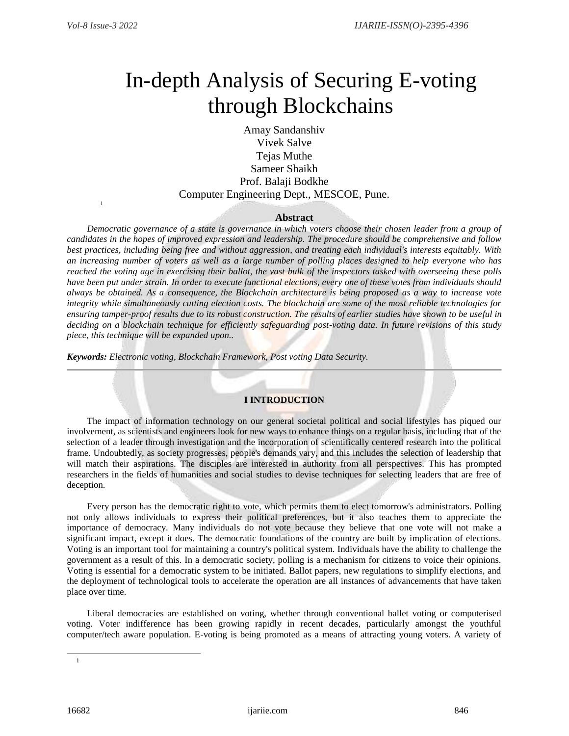# In-depth Analysis of Securing E-voting through Blockchains

Amay Sandanshiv
Vivek Salve
Tejas Muthe
Sameer Shaikh
Prof. Balaji Bodkhe
Computer Engineering Dept., MESCOE, Pune.

[1]

### Abstract

*Democratic governance of a state is governance in which voters choose their chosen leader from a group of candidates in the hopes of improved expression and leadership. The procedure should be comprehensive and follow best practices, including being free and without aggression, and treating each individual's interests equitably. With an increasing number of voters as well as a large number of polling places designed to help everyone who has reached the voting age in exercising their ballot, the vast bulk of the inspectors tasked with overseeing these polls have been put under strain. In order to execute functional elections, every one of these votes from individuals should always be obtained. As a consequence, the Blockchain architecture is being proposed as a way to increase vote integrity while simultaneously cutting election costs. The blockchain are some of the most reliable technologies for ensuring tamper-proof results due to its robust construction. The results of earlier studies have shown to be useful in deciding on a blockchain technique for efficiently safeguarding post-voting data. In future revisions of this study piece, this technique will be expanded upon..*

***Keywords:*** *Electronic voting, Blockchain Framework, Post voting Data Security.*

---

## I INTRODUCTION

The impact of information technology on our general societal political and social lifestyles has piqued our involvement, as scientists and engineers look for new ways to enhance things on a regular basis, including that of the selection of a leader through investigation and the incorporation of scientifically centered research into the political frame. Undoubtedly, as society progresses, people's demands vary, and this includes the selection of leadership that will match their aspirations. The disciples are interested in authority from all perspectives. This has prompted researchers in the fields of humanities and social studies to devise techniques for selecting leaders that are free of deception.

Every person has the democratic right to vote, which permits them to elect tomorrow's administrators. Polling not only allows individuals to express their political preferences, but it also teaches them to appreciate the importance of democracy. Many individuals do not vote because they believe that one vote will not make a significant impact, except it does. The democratic foundations of the country are built by implication of elections. Voting is an important tool for maintaining a country's political system. Individuals have the ability to challenge the government as a result of this. In a democratic society, polling is a mechanism for citizens to voice their opinions. Voting is essential for a democratic system to be initiated. Ballot papers, new regulations to simplify elections, and the deployment of technological tools to accelerate the operation are all instances of advancements that have taken place over time.

Liberal democracies are established on voting, whether through conventional ballet voting or computerised voting. Voter indifference has been growing rapidly in recent decades, particularly amongst the youthful computer/tech aware population. E-voting is being promoted as a means of attracting young voters. A variety of

---

[1]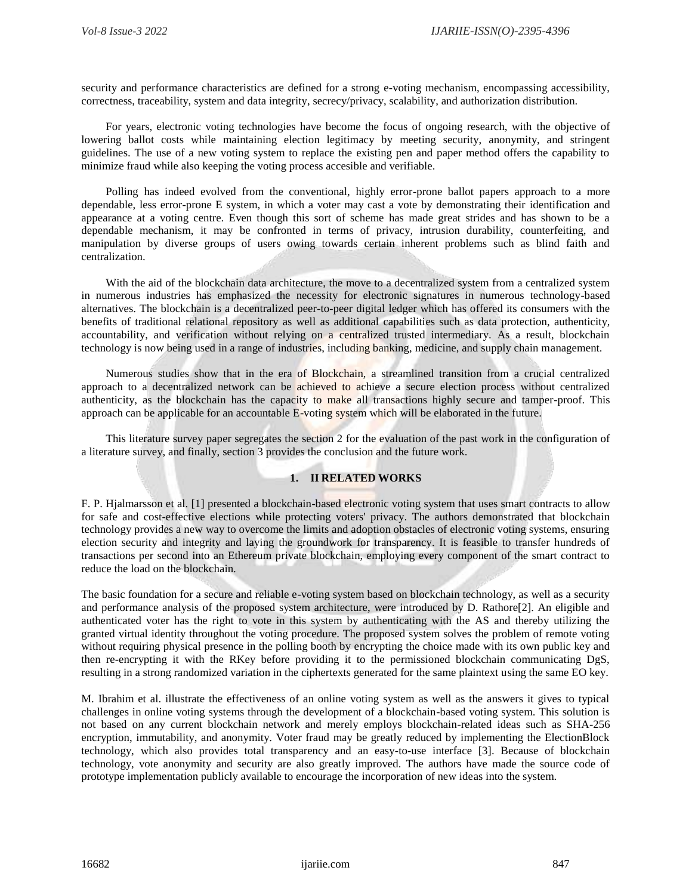security and performance characteristics are defined for a strong e-voting mechanism, encompassing accessibility, correctness, traceability, system and data integrity, secrecy/privacy, scalability, and authorization distribution.

For years, electronic voting technologies have become the focus of ongoing research, with the objective of lowering ballot costs while maintaining election legitimacy by meeting security, anonymity, and stringent guidelines. The use of a new voting system to replace the existing pen and paper method offers the capability to minimize fraud while also keeping the voting process accesible and verifiable.

Polling has indeed evolved from the conventional, highly error-prone ballot papers approach to a more dependable, less error-prone E system, in which a voter may cast a vote by demonstrating their identification and appearance at a voting centre. Even though this sort of scheme has made great strides and has shown to be a dependable mechanism, it may be confronted in terms of privacy, intrusion durability, counterfeiting, and manipulation by diverse groups of users owing towards certain inherent problems such as blind faith and centralization.

With the aid of the blockchain data architecture, the move to a decentralized system from a centralized system in numerous industries has emphasized the necessity for electronic signatures in numerous technology-based alternatives. The blockchain is a decentralized peer-to-peer digital ledger which has offered its consumers with the benefits of traditional relational repository as well as additional capabilities such as data protection, authenticity, accountability, and verification without relying on a centralized trusted intermediary. As a result, blockchain technology is now being used in a range of industries, including banking, medicine, and supply chain management.

Numerous studies show that in the era of Blockchain, a streamlined transition from a crucial centralized approach to a decentralized network can be achieved to achieve a secure election process without centralized authenticity, as the blockchain has the capacity to make all transactions highly secure and tamper-proof. This approach can be applicable for an accountable E-voting system which will be elaborated in the future.

This literature survey paper segregates the section 2 for the evaluation of the past work in the configuration of a literature survey, and finally, section 3 provides the conclusion and the future work.

## 1. II RELATED WORKS

F. P. Hjalmarsson et al. [1] presented a blockchain-based electronic voting system that uses smart contracts to allow for safe and cost-effective elections while protecting voters' privacy. The authors demonstrated that blockchain technology provides a new way to overcome the limits and adoption obstacles of electronic voting systems, ensuring election security and integrity and laying the groundwork for transparency. It is feasible to transfer hundreds of transactions per second into an Ethereum private blockchain, employing every component of the smart contract to reduce the load on the blockchain.

The basic foundation for a secure and reliable e-voting system based on blockchain technology, as well as a security and performance analysis of the proposed system architecture, were introduced by D. Rathore[2]. An eligible and authenticated voter has the right to vote in this system by authenticating with the AS and thereby utilizing the granted virtual identity throughout the voting procedure. The proposed system solves the problem of remote voting without requiring physical presence in the polling booth by encrypting the choice made with its own public key and then re-encrypting it with the RKey before providing it to the permissioned blockchain communicating DgS, resulting in a strong randomized variation in the ciphertexts generated for the same plaintext using the same EO key.

M. Ibrahim et al. illustrate the effectiveness of an online voting system as well as the answers it gives to typical challenges in online voting systems through the development of a blockchain-based voting system. This solution is not based on any current blockchain network and merely employs blockchain-related ideas such as SHA-256 encryption, immutability, and anonymity. Voter fraud may be greatly reduced by implementing the ElectionBlock technology, which also provides total transparency and an easy-to-use interface [3]. Because of blockchain technology, vote anonymity and security are also greatly improved. The authors have made the source code of prototype implementation publicly available to encourage the incorporation of new ideas into the system.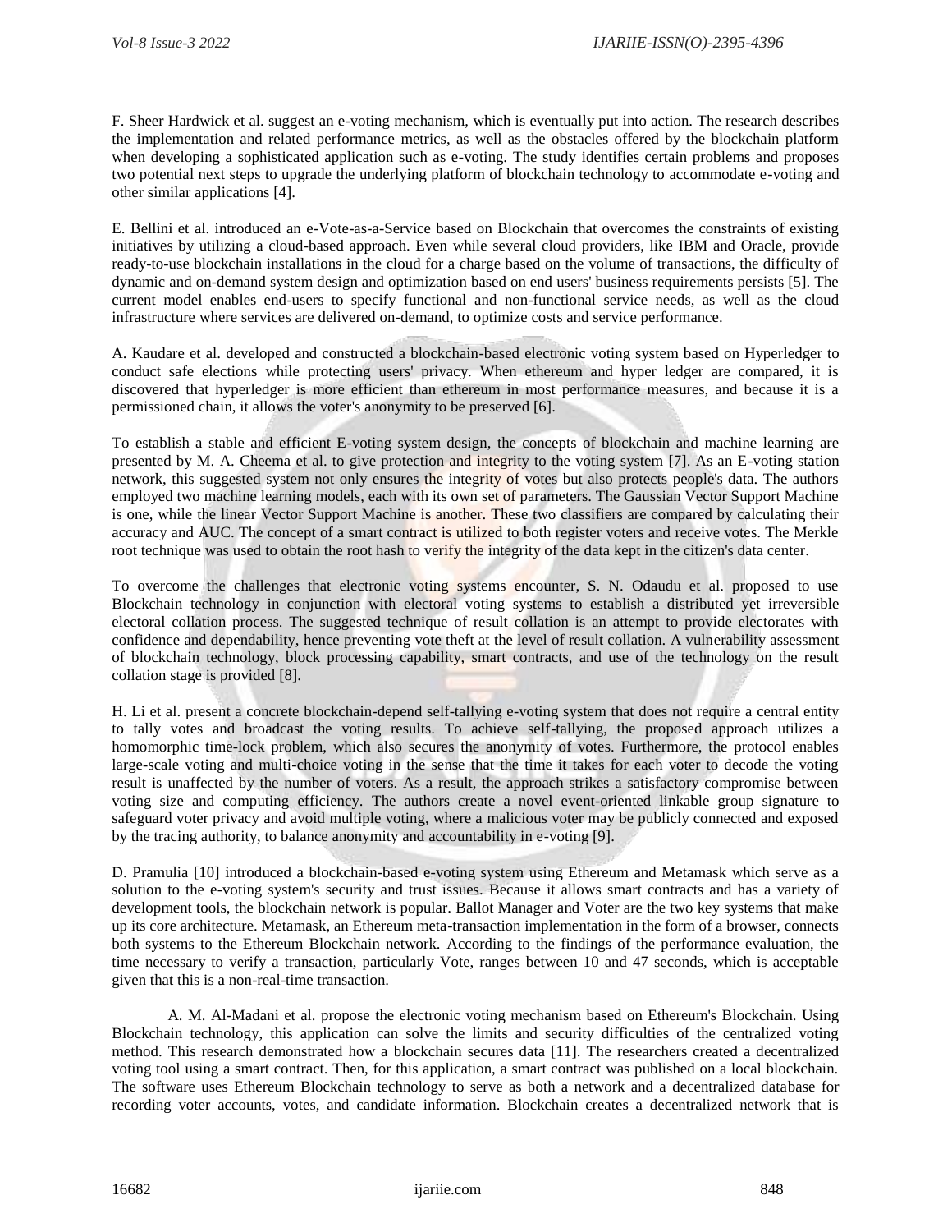F. Sheer Hardwick et al. suggest an e-voting mechanism, which is eventually put into action. The research describes the implementation and related performance metrics, as well as the obstacles offered by the blockchain platform when developing a sophisticated application such as e-voting. The study identifies certain problems and proposes two potential next steps to upgrade the underlying platform of blockchain technology to accommodate e-voting and other similar applications [4].

E. Bellini et al. introduced an e-Vote-as-a-Service based on Blockchain that overcomes the constraints of existing initiatives by utilizing a cloud-based approach. Even while several cloud providers, like IBM and Oracle, provide ready-to-use blockchain installations in the cloud for a charge based on the volume of transactions, the difficulty of dynamic and on-demand system design and optimization based on end users' business requirements persists [5]. The current model enables end-users to specify functional and non-functional service needs, as well as the cloud infrastructure where services are delivered on-demand, to optimize costs and service performance.

A. Kaudare et al. developed and constructed a blockchain-based electronic voting system based on Hyperledger to conduct safe elections while protecting users' privacy. When ethereum and hyper ledger are compared, it is discovered that hyperledger is more efficient than ethereum in most performance measures, and because it is a permissioned chain, it allows the voter's anonymity to be preserved [6].

To establish a stable and efficient E-voting system design, the concepts of blockchain and machine learning are presented by M. A. Cheema et al. to give protection and integrity to the voting system [7]. As an E-voting station network, this suggested system not only ensures the integrity of votes but also protects people's data. The authors employed two machine learning models, each with its own set of parameters. The Gaussian Vector Support Machine is one, while the linear Vector Support Machine is another. These two classifiers are compared by calculating their accuracy and AUC. The concept of a smart contract is utilized to both register voters and receive votes. The Merkle root technique was used to obtain the root hash to verify the integrity of the data kept in the citizen's data center.

To overcome the challenges that electronic voting systems encounter, S. N. Odaudu et al. proposed to use Blockchain technology in conjunction with electoral voting systems to establish a distributed yet irreversible electoral collation process. The suggested technique of result collation is an attempt to provide electorates with confidence and dependability, hence preventing vote theft at the level of result collation. A vulnerability assessment of blockchain technology, block processing capability, smart contracts, and use of the technology on the result collation stage is provided [8].

H. Li et al. present a concrete blockchain-depend self-tallying e-voting system that does not require a central entity to tally votes and broadcast the voting results. To achieve self-tallying, the proposed approach utilizes a homomorphic time-lock problem, which also secures the anonymity of votes. Furthermore, the protocol enables large-scale voting and multi-choice voting in the sense that the time it takes for each voter to decode the voting result is unaffected by the number of voters. As a result, the approach strikes a satisfactory compromise between voting size and computing efficiency. The authors create a novel event-oriented linkable group signature to safeguard voter privacy and avoid multiple voting, where a malicious voter may be publicly connected and exposed by the tracing authority, to balance anonymity and accountability in e-voting [9].

D. Pramulia [10] introduced a blockchain-based e-voting system using Ethereum and Metamask which serve as a solution to the e-voting system's security and trust issues. Because it allows smart contracts and has a variety of development tools, the blockchain network is popular. Ballot Manager and Voter are the two key systems that make up its core architecture. Metamask, an Ethereum meta-transaction implementation in the form of a browser, connects both systems to the Ethereum Blockchain network. According to the findings of the performance evaluation, the time necessary to verify a transaction, particularly Vote, ranges between 10 and 47 seconds, which is acceptable given that this is a non-real-time transaction.

A. M. Al-Madani et al. propose the electronic voting mechanism based on Ethereum's Blockchain. Using Blockchain technology, this application can solve the limits and security difficulties of the centralized voting method. This research demonstrated how a blockchain secures data [11]. The researchers created a decentralized voting tool using a smart contract. Then, for this application, a smart contract was published on a local blockchain. The software uses Ethereum Blockchain technology to serve as both a network and a decentralized database for recording voter accounts, votes, and candidate information. Blockchain creates a decentralized network that is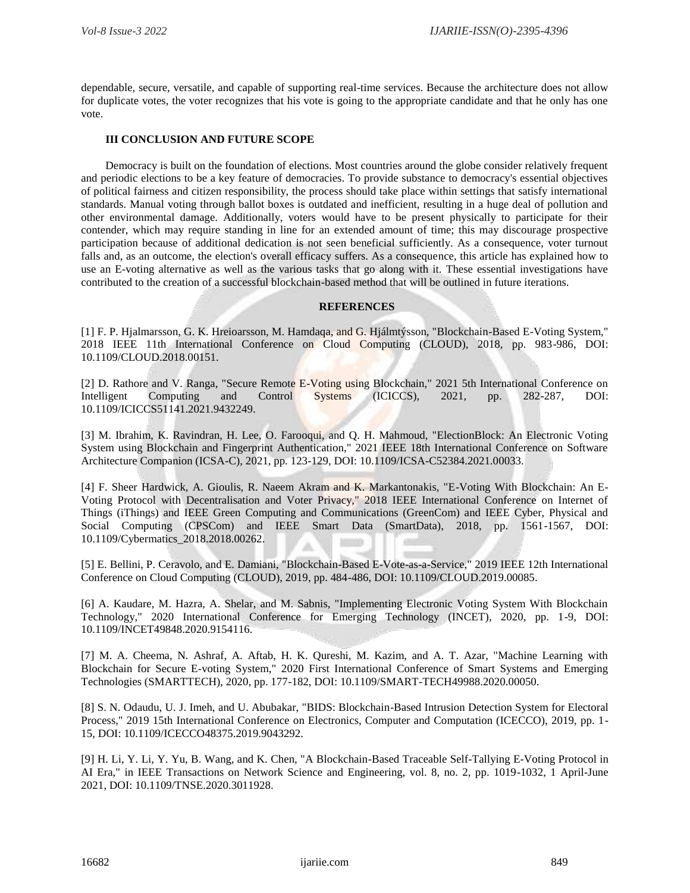dependable, secure, versatile, and capable of supporting real-time services. Because the architecture does not allow for duplicate votes, the voter recognizes that his vote is going to the appropriate candidate and that he only has one vote.

## III CONCLUSION AND FUTURE SCOPE

Democracy is built on the foundation of elections. Most countries around the globe consider relatively frequent and periodic elections to be a key feature of democracies. To provide substance to democracy's essential objectives of political fairness and citizen responsibility, the process should take place within settings that satisfy international standards. Manual voting through ballot boxes is outdated and inefficient, resulting in a huge deal of pollution and other environmental damage. Additionally, voters would have to be present physically to participate for their contender, which may require standing in line for an extended amount of time; this may discourage prospective participation because of additional dedication is not seen beneficial sufficiently. As a consequence, voter turnout falls and, as an outcome, the election's overall efficacy suffers. As a consequence, this article has explained how to use an E-voting alternative as well as the various tasks that go along with it. These essential investigations have contributed to the creation of a successful blockchain-based method that will be outlined in future iterations.

## REFERENCES

[1] F. P. Hjalmarsson, G. K. Hreioarsson, M. Hamdaqa, and G. Hjálmtýsson, "Blockchain-Based E-Voting System," 2018 IEEE 11th International Conference on Cloud Computing (CLOUD), 2018, pp. 983-986, DOI: 10.1109/CLOUD.2018.00151.

[2] D. Rathore and V. Ranga, "Secure Remote E-Voting using Blockchain," 2021 5th International Conference on Intelligent Computing and Control Systems (ICICCS), 2021, pp. 282-287, DOI: 10.1109/ICICCS51141.2021.9432249.

[3] M. Ibrahim, K. Ravindran, H. Lee, O. Farooqui, and Q. H. Mahmoud, "ElectionBlock: An Electronic Voting System using Blockchain and Fingerprint Authentication," 2021 IEEE 18th International Conference on Software Architecture Companion (ICSA-C), 2021, pp. 123-129, DOI: 10.1109/ICSA-C52384.2021.00033.

[4] F. Sheer Hardwick, A. Gioulis, R. Naeem Akram and K. Markantonakis, "E-Voting With Blockchain: An E-Voting Protocol with Decentralisation and Voter Privacy," 2018 IEEE International Conference on Internet of Things (iThings) and IEEE Green Computing and Communications (GreenCom) and IEEE Cyber, Physical and Social Computing (CPSCom) and IEEE Smart Data (SmartData), 2018, pp. 1561-1567, DOI: 10.1109/Cybermatics_2018.2018.00262.

[5] E. Bellini, P. Ceravolo, and E. Damiani, "Blockchain-Based E-Vote-as-a-Service," 2019 IEEE 12th International Conference on Cloud Computing (CLOUD), 2019, pp. 484-486, DOI: 10.1109/CLOUD.2019.00085.

[6] A. Kaudare, M. Hazra, A. Shelar, and M. Sabnis, "Implementing Electronic Voting System With Blockchain Technology," 2020 International Conference for Emerging Technology (INCET), 2020, pp. 1-9, DOI: 10.1109/INCET49848.2020.9154116.

[7] M. A. Cheema, N. Ashraf, A. Aftab, H. K. Qureshi, M. Kazim, and A. T. Azar, "Machine Learning with Blockchain for Secure E-voting System," 2020 First International Conference of Smart Systems and Emerging Technologies (SMARTTECH), 2020, pp. 177-182, DOI: 10.1109/SMART-TECH49988.2020.00050.

[8] S. N. Odaudu, U. J. Imeh, and U. Abubakar, "BIDS: Blockchain-Based Intrusion Detection System for Electoral Process," 2019 15th International Conference on Electronics, Computer and Computation (ICECCO), 2019, pp. 1-15, DOI: 10.1109/ICECCO48375.2019.9043292.

[9] H. Li, Y. Li, Y. Yu, B. Wang, and K. Chen, "A Blockchain-Based Traceable Self-Tallying E-Voting Protocol in AI Era," in IEEE Transactions on Network Science and Engineering, vol. 8, no. 2, pp. 1019-1032, 1 April-June 2021, DOI: 10.1109/TNSE.2020.3011928.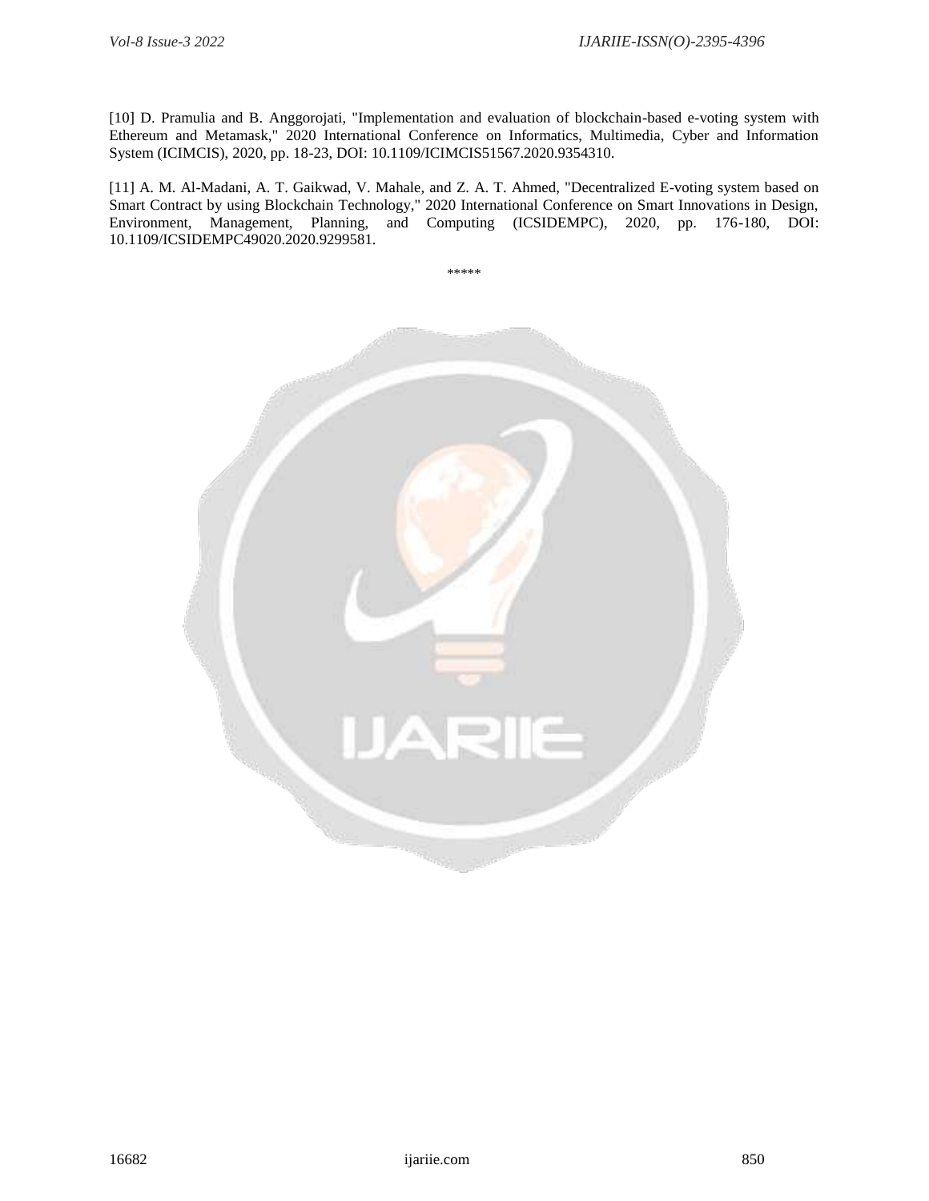[10] D. Pramulia and B. Anggorojati, "Implementation and evaluation of blockchain-based e-voting system with Ethereum and Metamask," 2020 International Conference on Informatics, Multimedia, Cyber and Information System (ICIMCIS), 2020, pp. 18-23, DOI: 10.1109/ICIMCIS51567.2020.9354310.

[11] A. M. Al-Madani, A. T. Gaikwad, V. Mahale, and Z. A. T. Ahmed, "Decentralized E-voting system based on Smart Contract by using Blockchain Technology," 2020 International Conference on Smart Innovations in Design, Environment, Management, Planning, and Computing (ICSIDEMPC), 2020, pp. 176-180, DOI: 10.1109/ICSIDEMPC49020.2020.9299581.

*****